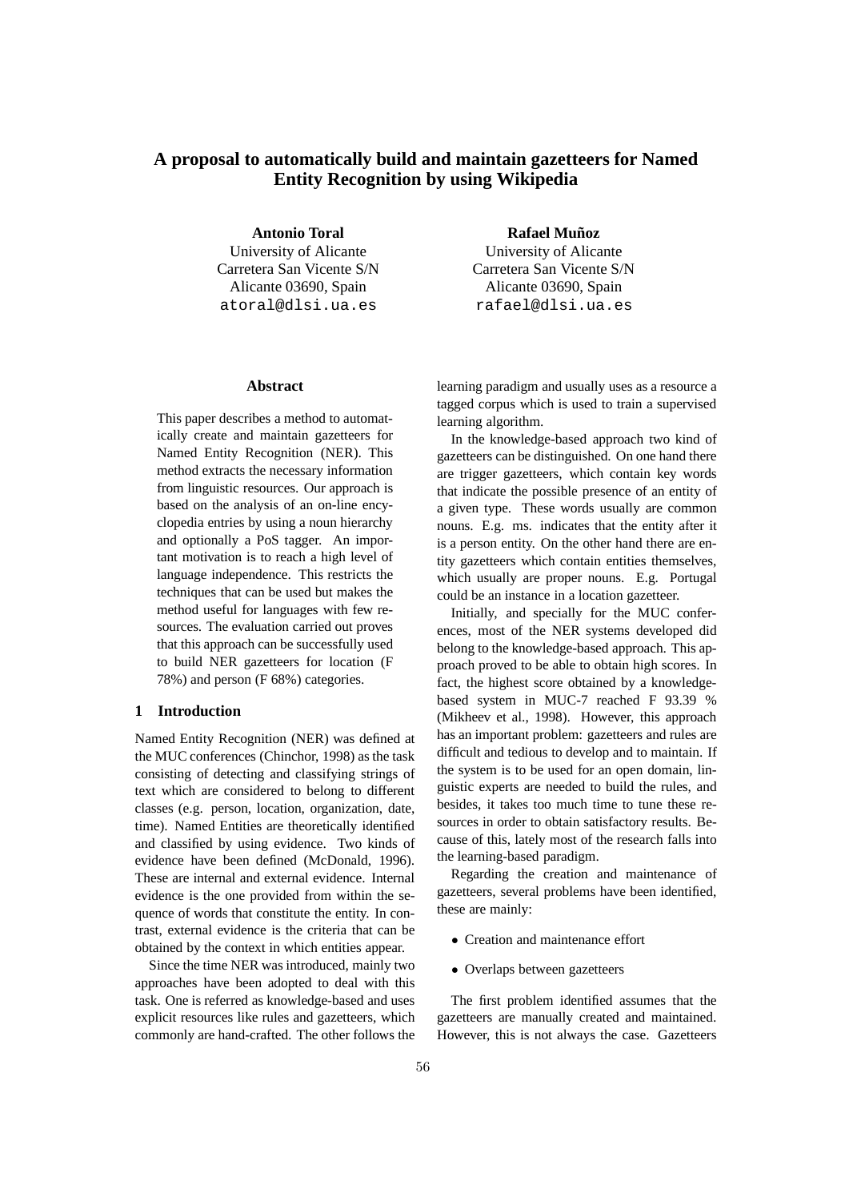# A proposal to automatically build and maintain gazetteers for Named Entity Recognition by using Wikipedia

**Antonio Toral**
University of Alicante
Carretera San Vicente S/N
Alicante 03690, Spain
atoral@dlsi.ua.es

**Rafael Muñoz**
University of Alicante
Carretera San Vicente S/N
Alicante 03690, Spain
rafael@dlsi.ua.es

## Abstract

This paper describes a method to automatically create and maintain gazetteers for Named Entity Recognition (NER). This method extracts the necessary information from linguistic resources. Our approach is based on the analysis of an on-line encyclopedia entries by using a noun hierarchy and optionally a PoS tagger. An important motivation is to reach a high level of language independence. This restricts the techniques that can be used but makes the method useful for languages with few resources. The evaluation carried out proves that this approach can be successfully used to build NER gazetteers for location (F 78%) and person (F 68%) categories.

## 1 Introduction

Named Entity Recognition (NER) was defined at the MUC conferences (Chinchor, 1998) as the task consisting of detecting and classifying strings of text which are considered to belong to different classes (e.g. person, location, organization, date, time). Named Entities are theoretically identified and classified by using evidence. Two kinds of evidence have been defined (McDonald, 1996). These are internal and external evidence. Internal evidence is the one provided from within the sequence of words that constitute the entity. In contrast, external evidence is the criteria that can be obtained by the context in which entities appear.

Since the time NER was introduced, mainly two approaches have been adopted to deal with this task. One is referred as knowledge-based and uses explicit resources like rules and gazetteers, which commonly are hand-crafted. The other follows the learning paradigm and usually uses as a resource a tagged corpus which is used to train a supervised learning algorithm.

In the knowledge-based approach two kind of gazetteers can be distinguished. On one hand there are trigger gazetteers, which contain key words that indicate the possible presence of an entity of a given type. These words usually are common nouns. E.g. ms. indicates that the entity after it is a person entity. On the other hand there are entity gazetteers which contain entities themselves, which usually are proper nouns. E.g. Portugal could be an instance in a location gazetteer.

Initially, and specially for the MUC conferences, most of the NER systems developed did belong to the knowledge-based approach. This approach proved to be able to obtain high scores. In fact, the highest score obtained by a knowledge-based system in MUC-7 reached F 93.39 % (Mikheev et al., 1998). However, this approach has an important problem: gazetteers and rules are difficult and tedious to develop and to maintain. If the system is to be used for an open domain, linguistic experts are needed to build the rules, and besides, it takes too much time to tune these resources in order to obtain satisfactory results. Because of this, lately most of the research falls into the learning-based paradigm.

Regarding the creation and maintenance of gazetteers, several problems have been identified, these are mainly:

- Creation and maintenance effort
- Overlaps between gazetteers

The first problem identified assumes that the gazetteers are manually created and maintained. However, this is not always the case. Gazetteers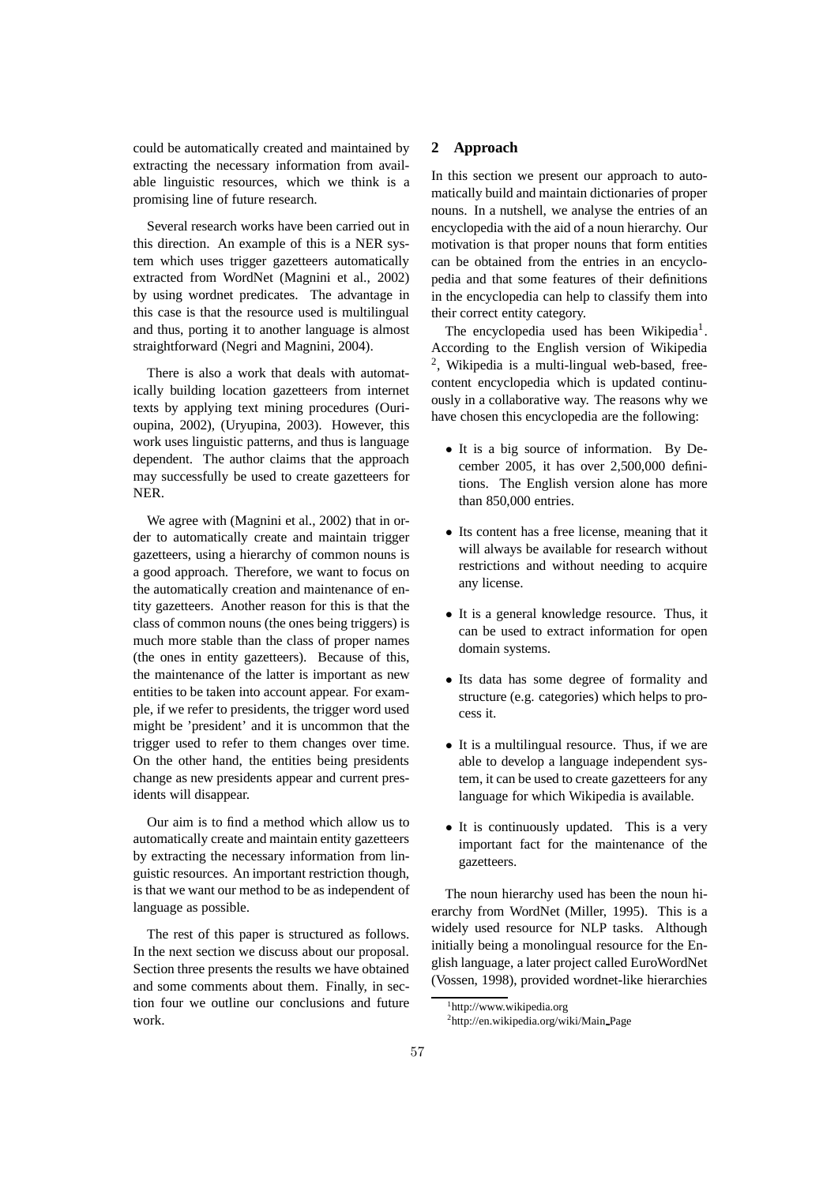could be automatically created and maintained by extracting the necessary information from available linguistic resources, which we think is a promising line of future research.

Several research works have been carried out in this direction. An example of this is a NER system which uses trigger gazetteers automatically extracted from WordNet (Magnini et al., 2002) by using wordnet predicates. The advantage in this case is that the resource used is multilingual and thus, porting it to another language is almost straightforward (Negri and Magnini, 2004).

There is also a work that deals with automatically building location gazetteers from internet texts by applying text mining procedures (Ourioupina, 2002), (Uryupina, 2003). However, this work uses linguistic patterns, and thus is language dependent. The author claims that the approach may successfully be used to create gazetteers for NER.

We agree with (Magnini et al., 2002) that in order to automatically create and maintain trigger gazetteers, using a hierarchy of common nouns is a good approach. Therefore, we want to focus on the automatically creation and maintenance of entity gazetteers. Another reason for this is that the class of common nouns (the ones being triggers) is much more stable than the class of proper names (the ones in entity gazetteers). Because of this, the maintenance of the latter is important as new entities to be taken into account appear. For example, if we refer to presidents, the trigger word used might be 'president' and it is uncommon that the trigger used to refer to them changes over time. On the other hand, the entities being presidents change as new presidents appear and current presidents will disappear.

Our aim is to find a method which allow us to automatically create and maintain entity gazetteers by extracting the necessary information from linguistic resources. An important restriction though, is that we want our method to be as independent of language as possible.

The rest of this paper is structured as follows. In the next section we discuss about our proposal. Section three presents the results we have obtained and some comments about them. Finally, in section four we outline our conclusions and future work.

## 2 Approach

In this section we present our approach to automatically build and maintain dictionaries of proper nouns. In a nutshell, we analyse the entries of an encyclopedia with the aid of a noun hierarchy. Our motivation is that proper nouns that form entities can be obtained from the entries in an encyclopedia and that some features of their definitions in the encyclopedia can help to classify them into their correct entity category.

The encyclopedia used has been Wikipedia[1]. According to the English version of Wikipedia [2], Wikipedia is a multi-lingual web-based, free-content encyclopedia which is updated continuously in a collaborative way. The reasons why we have chosen this encyclopedia are the following:

- It is a big source of information. By December 2005, it has over 2,500,000 definitions. The English version alone has more than 850,000 entries.
- Its content has a free license, meaning that it will always be available for research without restrictions and without needing to acquire any license.
- It is a general knowledge resource. Thus, it can be used to extract information for open domain systems.
- Its data has some degree of formality and structure (e.g. categories) which helps to process it.
- It is a multilingual resource. Thus, if we are able to develop a language independent system, it can be used to create gazetteers for any language for which Wikipedia is available.
- It is continuously updated. This is a very important fact for the maintenance of the gazetteers.

The noun hierarchy used has been the noun hierarchy from WordNet (Miller, 1995). This is a widely used resource for NLP tasks. Although initially being a monolingual resource for the English language, a later project called EuroWordNet (Vossen, 1998), provided wordnet-like hierarchies

[1] http://www.wikipedia.org

[2] http://en.wikipedia.org/wiki/Main_Page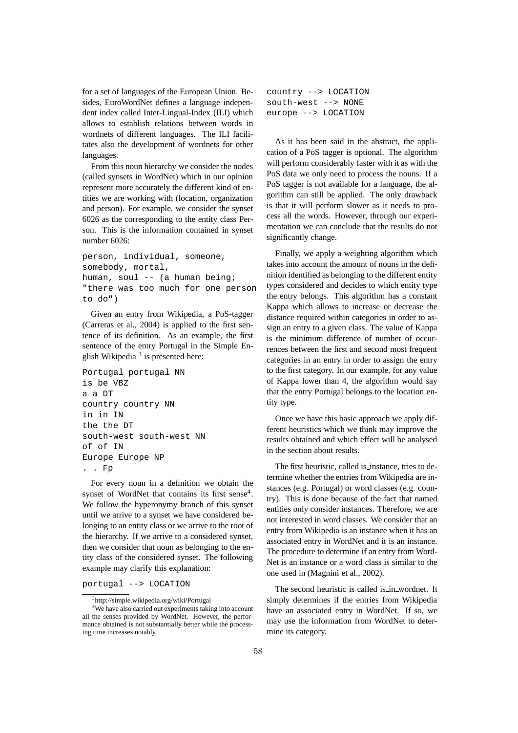for a set of languages of the European Union. Besides, EuroWordNet defines a language independent index called Inter-Lingual-Index (ILI) which allows to establish relations between words in wordnets of different languages. The ILI facilitates also the development of wordnets for other languages.

From this noun hierarchy we consider the nodes (called synsets in WordNet) which in our opinion represent more accurately the different kind of entities we are working with (location, organization and person). For example, we consider the synset 6026 as the corresponding to the entity class Person. This is the information contained in synset number 6026:

```
person, individual, someone,
somebody, mortal,
human, soul -- (a human being;
"there was too much for one person
to do")
```

Given an entry from Wikipedia, a PoS-tagger (Carreras et al., 2004) is applied to the first sentence of its definition. As an example, the first sentence of the entry Portugal in the Simple English Wikipedia [3] is presented here:

```
Portugal portugal NN
is be VBZ
a a DT
country country NN
in in IN
the the DT
south-west south-west NN
of of IN
Europe Europe NP
. . Fp
```

For every noun in a definition we obtain the synset of WordNet that contains its first sense[4]. We follow the hyperonymy branch of this synset until we arrive to a synset we have considered belonging to an entity class or we arrive to the root of the hierarchy. If we arrive to a considered synset, then we consider that noun as belonging to the entity class of the considered synset. The following example may clarify this explanation:

```
portugal --> LOCATION
country --> LOCATION
south-west --> NONE
europe --> LOCATION
```

As it has been said in the abstract, the application of a PoS tagger is optional. The algorithm will perform considerably faster with it as with the PoS data we only need to process the nouns. If a PoS tagger is not available for a language, the algorithm can still be applied. The only drawback is that it will perform slower as it needs to process all the words. However, through our experimentation we can conclude that the results do not significantly change.

Finally, we apply a weighting algorithm which takes into account the amount of nouns in the definition identified as belonging to the different entity types considered and decides to which entity type the entry belongs. This algorithm has a constant Kappa which allows to increase or decrease the distance required within categories in order to assign an entry to a given class. The value of Kappa is the minimum difference of number of occurrences between the first and second most frequent categories in an entry in order to assign the entry to the first category. In our example, for any value of Kappa lower than 4, the algorithm would say that the entry Portugal belongs to the location entity type.

Once we have this basic approach we apply different heuristics which we think may improve the results obtained and which effect will be analysed in the section about results.

The first heuristic, called is_instance, tries to determine whether the entries from Wikipedia are instances (e.g. Portugal) or word classes (e.g. country). This is done because of the fact that named entities only consider instances. Therefore, we are not interested in word classes. We consider that an entry from Wikipedia is an instance when it has an associated entry in WordNet and it is an instance. The procedure to determine if an entry from WordNet is an instance or a word class is similar to the one used in (Magnini et al., 2002).

The second heuristic is called is_in_wordnet. It simply determines if the entries from Wikipedia have an associated entry in WordNet. If so, we may use the information from WordNet to determine its category.

[3] http://simple.wikipedia.org/wiki/Portugal

[4] We have also carried out experiments taking into account all the senses provided by WordNet. However, the performance obtained is not substantially better while the processing time increases notably.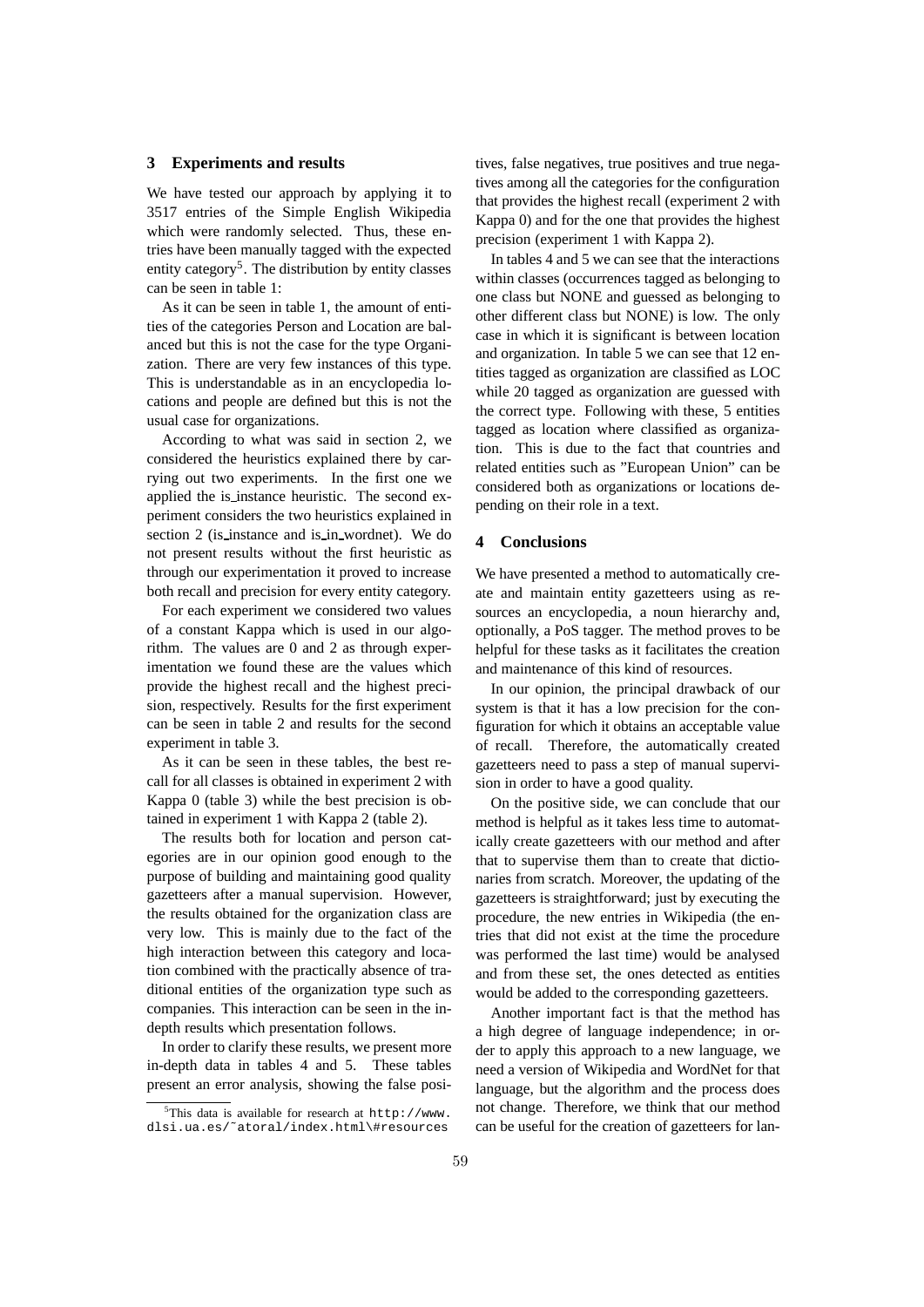## 3 Experiments and results

We have tested our approach by applying it to 3517 entries of the Simple English Wikipedia which were randomly selected. Thus, these entries have been manually tagged with the expected entity category[5]. The distribution by entity classes can be seen in table 1:

As it can be seen in table 1, the amount of entities of the categories Person and Location are balanced but this is not the case for the type Organization. There are very few instances of this type. This is understandable as in an encyclopedia locations and people are defined but this is not the usual case for organizations.

According to what was said in section 2, we considered the heuristics explained there by carrying out two experiments. In the first one we applied the is_instance heuristic. The second experiment considers the two heuristics explained in section 2 (is_instance and is_in_wordnet). We do not present results without the first heuristic as through our experimentation it proved to increase both recall and precision for every entity category.

For each experiment we considered two values of a constant Kappa which is used in our algorithm. The values are 0 and 2 as through experimentation we found these are the values which provide the highest recall and the highest precision, respectively. Results for the first experiment can be seen in table 2 and results for the second experiment in table 3.

As it can be seen in these tables, the best recall for all classes is obtained in experiment 2 with Kappa 0 (table 3) while the best precision is obtained in experiment 1 with Kappa 2 (table 2).

The results both for location and person categories are in our opinion good enough to the purpose of building and maintaining good quality gazetteers after a manual supervision. However, the results obtained for the organization class are very low. This is mainly due to the fact of the high interaction between this category and location combined with the practically absence of traditional entities of the organization type such as companies. This interaction can be seen in the in-depth results which presentation follows.

In order to clarify these results, we present more in-depth data in tables 4 and 5. These tables present an error analysis, showing the false positives, false negatives, true positives and true negatives among all the categories for the configuration that provides the highest recall (experiment 2 with Kappa 0) and for the one that provides the highest precision (experiment 1 with Kappa 2).

In tables 4 and 5 we can see that the interactions within classes (occurrences tagged as belonging to one class but NONE and guessed as belonging to other different class but NONE) is low. The only case in which it is significant is between location and organization. In table 5 we can see that 12 entities tagged as organization are classified as LOC while 20 tagged as organization are guessed with the correct type. Following with these, 5 entities tagged as location where classified as organization. This is due to the fact that countries and related entities such as "European Union" can be considered both as organizations or locations depending on their role in a text.

## 4 Conclusions

We have presented a method to automatically create and maintain entity gazetteers using as resources an encyclopedia, a noun hierarchy and, optionally, a PoS tagger. The method proves to be helpful for these tasks as it facilitates the creation and maintenance of this kind of resources.

In our opinion, the principal drawback of our system is that it has a low precision for the configuration for which it obtains an acceptable value of recall. Therefore, the automatically created gazetteers need to pass a step of manual supervision in order to have a good quality.

On the positive side, we can conclude that our method is helpful as it takes less time to automatically create gazetteers with our method and after that to supervise them than to create that dictionaries from scratch. Moreover, the updating of the gazetteers is straightforward; just by executing the procedure, the new entries in Wikipedia (the entries that did not exist at the time the procedure was performed the last time) would be analysed and from these set, the ones detected as entities would be added to the corresponding gazetteers.

Another important fact is that the method has a high degree of language independence; in order to apply this approach to a new language, we need a version of Wikipedia and WordNet for that language, but the algorithm and the process does not change. Therefore, we think that our method can be useful for the creation of gazetteers for lan-

[5] This data is available for research at http://www.dlsi.ua.es/~atoral/index.html\#resources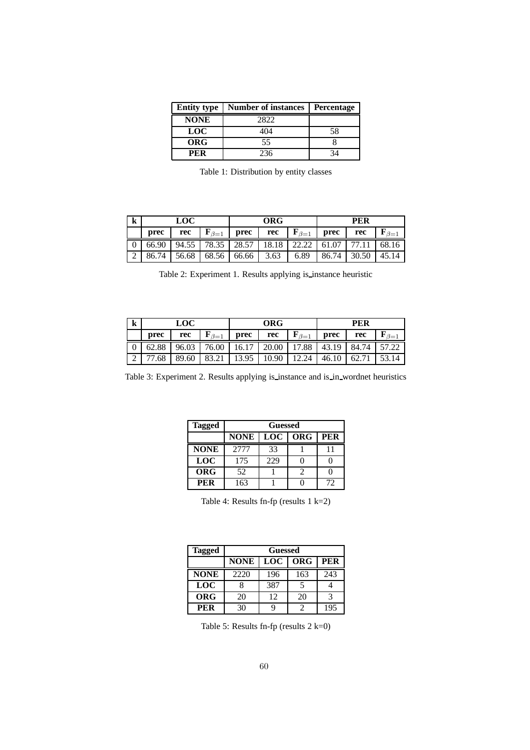| Entity type | Number of instances | Percentage |
|---|---|---|
| **NONE** | 2822 | |
| **LOC** | 404 | 58 |
| **ORG** | 55 | 8 |
| **PER** | 236 | 34 |

Table 1: Distribution by entity classes

| k | LOC | | | ORG | | | PER | | |
|---|---|---|---|---|---|---|---|---|---|
| | **prec** | **rec** | $\mathbf{F}_{\beta=1}$ | **prec** | **rec** | $\mathbf{F}_{\beta=1}$ | **prec** | **rec** | $\mathbf{F}_{\beta=1}$ |
| 0 | 66.90 | 94.55 | 78.35 | 28.57 | 18.18 | 22.22 | 61.07 | 77.11 | 68.16 |
| 2 | 86.74 | 56.68 | 68.56 | 66.66 | 3.63 | 6.89 | 86.74 | 30.50 | 45.14 |

Table 2: Experiment 1. Results applying is_instance heuristic

| k | LOC | | | ORG | | | PER | | |
|---|---|---|---|---|---|---|---|---|---|
| | **prec** | **rec** | $\mathbf{F}_{\beta=1}$ | **prec** | **rec** | $\mathbf{F}_{\beta=1}$ | **prec** | **rec** | $\mathbf{F}_{\beta=1}$ |
| 0 | 62.88 | 96.03 | 76.00 | 16.17 | 20.00 | 17.88 | 43.19 | 84.74 | 57.22 |
| 2 | 77.68 | 89.60 | 83.21 | 13.95 | 10.90 | 12.24 | 46.10 | 62.71 | 53.14 |

Table 3: Experiment 2. Results applying is_instance and is_in_wordnet heuristics

| Tagged | Guessed | | | |
|---|---|---|---|---|
| | **NONE** | **LOC** | **ORG** | **PER** |
| **NONE** | 2777 | 33 | 1 | 11 |
| **LOC** | 175 | 229 | 0 | 0 |
| **ORG** | 52 | 1 | 2 | 0 |
| **PER** | 163 | 1 | 0 | 72 |

Table 4: Results fn-fp (results 1 k=2)

| Tagged | Guessed | | | |
|---|---|---|---|---|
| | **NONE** | **LOC** | **ORG** | **PER** |
| **NONE** | 2220 | 196 | 163 | 243 |
| **LOC** | 8 | 387 | 5 | 4 |
| **ORG** | 20 | 12 | 20 | 3 |
| **PER** | 30 | 9 | 2 | 195 |

Table 5: Results fn-fp (results 2 k=0)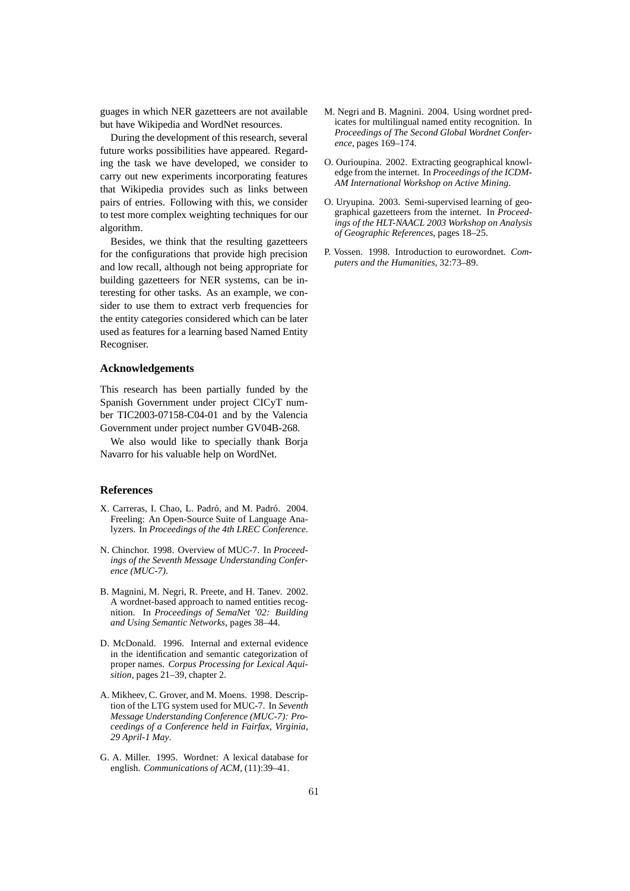guages in which NER gazetteers are not available but have Wikipedia and WordNet resources.

During the development of this research, several future works possibilities have appeared. Regarding the task we have developed, we consider to carry out new experiments incorporating features that Wikipedia provides such as links between pairs of entries. Following with this, we consider to test more complex weighting techniques for our algorithm.

Besides, we think that the resulting gazetteers for the configurations that provide high precision and low recall, although not being appropriate for building gazetteers for NER systems, can be interesting for other tasks. As an example, we consider to use them to extract verb frequencies for the entity categories considered which can be later used as features for a learning based Named Entity Recogniser.

## Acknowledgements

This research has been partially funded by the Spanish Government under project CICyT number TIC2003-07158-C04-01 and by the Valencia Government under project number GV04B-268.

We also would like to specially thank Borja Navarro for his valuable help on WordNet.

## References

X. Carreras, I. Chao, L. Padró, and M. Padró. 2004. Freeling: An Open-Source Suite of Language Analyzers. In *Proceedings of the 4th LREC Conference*.

N. Chinchor. 1998. Overview of MUC-7. In *Proceedings of the Seventh Message Understanding Conference (MUC-7)*.

B. Magnini, M. Negri, R. Preete, and H. Tanev. 2002. A wordnet-based approach to named entities recognition. In *Proceedings of SemaNet '02: Building and Using Semantic Networks*, pages 38–44.

D. McDonald. 1996. Internal and external evidence in the identification and semantic categorization of proper names. *Corpus Processing for Lexical Aquisition*, pages 21–39, chapter 2.

A. Mikheev, C. Grover, and M. Moens. 1998. Description of the LTG system used for MUC-7. In *Seventh Message Understanding Conference (MUC-7): Proceedings of a Conference held in Fairfax, Virginia, 29 April-1 May*.

G. A. Miller. 1995. Wordnet: A lexical database for english. *Communications of ACM*, (11):39–41.

M. Negri and B. Magnini. 2004. Using wordnet predicates for multilingual named entity recognition. In *Proceedings of The Second Global Wordnet Conference*, pages 169–174.

O. Ourioupina. 2002. Extracting geographical knowledge from the internet. In *Proceedings of the ICDM-AM International Workshop on Active Mining*.

O. Uryupina. 2003. Semi-supervised learning of geographical gazetteers from the internet. In *Proceedings of the HLT-NAACL 2003 Workshop on Analysis of Geographic References*, pages 18–25.

P. Vossen. 1998. Introduction to eurowordnet. *Computers and the Humanities*, 32:73–89.